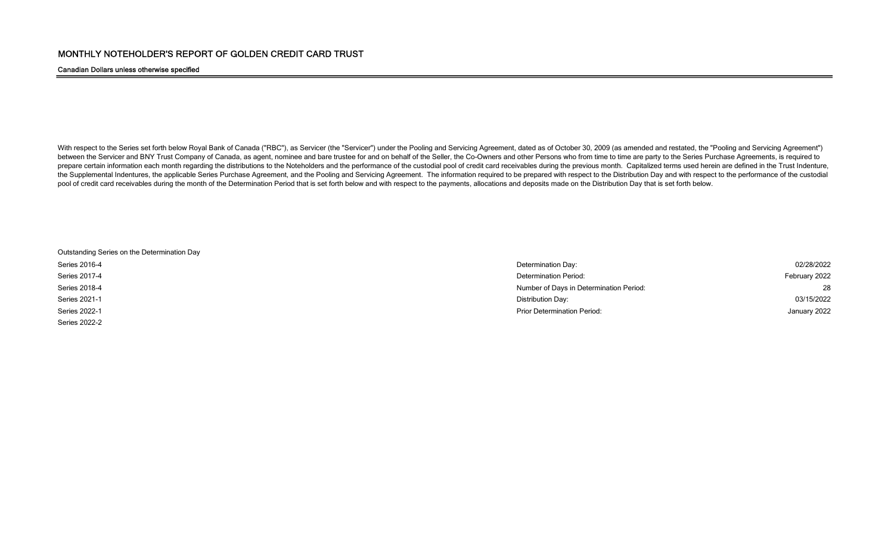# MONTHLY NOTEHOLDER'S REPORT OF GOLDEN CREDIT CARD TRUST

**Canadian Dollars unless otherwise specified**

With respect to the Series set forth below Royal Bank of Canada ("RBC"), as Servicer (the "Servicer") under the Pooling and Servicing Agreement, dated as of October 30, 2009 (as amended and restated, the "Pooling and Servicing Agreement") between the Servicer and BNY Trust Company of Canada, as agent, nominee and bare trustee for and on behalf of the Seller, the Co-Owners and other Persons who from time to time are party to the Series Purchase Agreements, is required to prepare certain information each month regarding the distributions to the Noteholders and the performance of the custodial pool of credit card receivables during the previous month. Capitalized terms used herein are defined in the Trust Indenture, the Supplemental Indentures, the applicable Series Purchase Agreement, and the Pooling and Servicing Agreement. The information required to be prepared with respect to the Distribution Day and with respect to the performance of the custodial pool of credit card receivables during the month of the Determination Period that is set forth below and with respect to the payments, allocations and deposits made on the Distribution Day that is set forth below.

Outstanding Series on the Determination Day

- Series 2016-4
- Series 2017-4
- Series 2018-4
- Series 2021-1
- Series 2022-1
- Series 2022-2

| | |
|---|---|
| Determination Day: | 02/28/2022 |
| Determination Period: | February 2022 |
| Number of Days in Determination Period: | 28 |
| Distribution Day: | 03/15/2022 |
| Prior Determination Period: | January 2022 |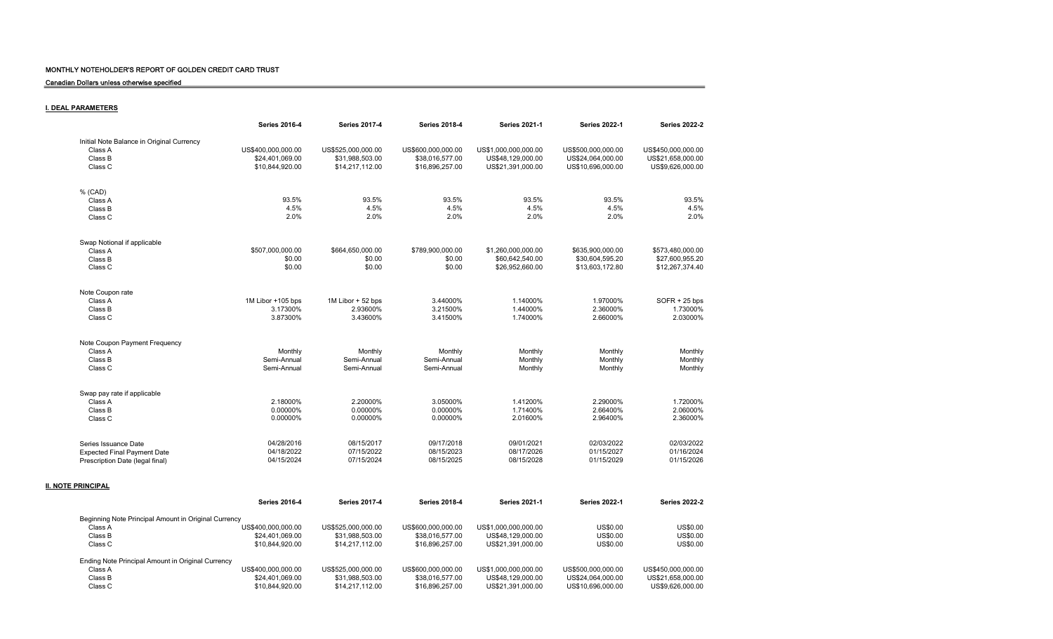# MONTHLY NOTEHOLDER'S REPORT OF GOLDEN CREDIT CARD TRUST

Canadian Dollars unless otherwise specified

## I. DEAL PARAMETERS

| | Series 2016-4 | Series 2017-4 | Series 2018-4 | Series 2021-1 | Series 2022-1 | Series 2022-2 |
|---|---|---|---|---|---|---|
| **Initial Note Balance in Original Currency** | | | | | | |
| Class A | US$400,000,000.00 | US$525,000,000.00 | US$600,000,000.00 | US$1,000,000,000.00 | US$500,000,000.00 | US$450,000,000.00 |
| Class B | $24,401,069.00 | $31,988,503.00 | $38,016,577.00 | US$48,129,000.00 | US$24,064,000.00 | US$21,658,000.00 |
| Class C | $10,844,920.00 | $14,217,112.00 | $16,896,257.00 | US$21,391,000.00 | US$10,696,000.00 | US$9,626,000.00 |
| **% (CAD)** | | | | | | |
| Class A | 93.5% | 93.5% | 93.5% | 93.5% | 93.5% | 93.5% |
| Class B | 4.5% | 4.5% | 4.5% | 4.5% | 4.5% | 4.5% |
| Class C | 2.0% | 2.0% | 2.0% | 2.0% | 2.0% | 2.0% |
| **Swap Notional if applicable** | | | | | | |
| Class A | $507,000,000.00 | $664,650,000.00 | $789,900,000.00 | $1,260,000,000.00 | $635,900,000.00 | $573,480,000.00 |
| Class B | $0.00 | $0.00 | $0.00 | $60,642,540.00 | $30,604,595.20 | $27,600,955.20 |
| Class C | $0.00 | $0.00 | $0.00 | $26,952,660.00 | $13,603,172.80 | $12,267,374.40 |
| **Note Coupon rate** | | | | | | |
| Class A | 1M Libor +105 bps | 1M Libor + 52 bps | 3.44000% | 1.14000% | 1.97000% | SOFR + 25 bps |
| Class B | 3.17300% | 2.93600% | 3.21500% | 1.44000% | 2.36000% | 1.73000% |
| Class C | 3.87300% | 3.43600% | 3.41500% | 1.74000% | 2.66000% | 2.03000% |
| **Note Coupon Payment Frequency** | | | | | | |
| Class A | Monthly | Monthly | Monthly | Monthly | Monthly | Monthly |
| Class B | Semi-Annual | Semi-Annual | Semi-Annual | Monthly | Monthly | Monthly |
| Class C | Semi-Annual | Semi-Annual | Semi-Annual | Monthly | Monthly | Monthly |
| **Swap pay rate if applicable** | | | | | | |
| Class A | 2.18000% | 2.20000% | 3.05000% | 1.41200% | 2.29000% | 1.72000% |
| Class B | 0.00000% | 0.00000% | 0.00000% | 1.71400% | 2.66400% | 2.06000% |
| Class C | 0.00000% | 0.00000% | 0.00000% | 2.01600% | 2.96400% | 2.36000% |
| Series Issuance Date | 04/28/2016 | 08/15/2017 | 09/17/2018 | 09/01/2021 | 02/03/2022 | 02/03/2022 |
| Expected Final Payment Date | 04/18/2022 | 07/15/2022 | 08/15/2023 | 08/17/2026 | 01/15/2027 | 01/16/2024 |
| Prescription Date (legal final) | 04/15/2024 | 07/15/2024 | 08/15/2025 | 08/15/2028 | 01/15/2029 | 01/15/2026 |

## II. NOTE PRINCIPAL

| | Series 2016-4 | Series 2017-4 | Series 2018-4 | Series 2021-1 | Series 2022-1 | Series 2022-2 |
|---|---|---|---|---|---|---|
| **Beginning Note Principal Amount in Original Currency** | | | | | | |
| Class A | US$400,000,000.00 | US$525,000,000.00 | US$600,000,000.00 | US$1,000,000,000.00 | US$0.00 | US$0.00 |
| Class B | $24,401,069.00 | $31,988,503.00 | $38,016,577.00 | US$48,129,000.00 | US$0.00 | US$0.00 |
| Class C | $10,844,920.00 | $14,217,112.00 | $16,896,257.00 | US$21,391,000.00 | US$0.00 | US$0.00 |
| **Ending Note Principal Amount in Original Currency** | | | | | | |
| Class A | US$400,000,000.00 | US$525,000,000.00 | US$600,000,000.00 | US$1,000,000,000.00 | US$500,000,000.00 | US$450,000,000.00 |
| Class B | $24,401,069.00 | $31,988,503.00 | $38,016,577.00 | US$48,129,000.00 | US$24,064,000.00 | US$21,658,000.00 |
| Class C | $10,844,920.00 | $14,217,112.00 | $16,896,257.00 | US$21,391,000.00 | US$10,696,000.00 | US$9,626,000.00 |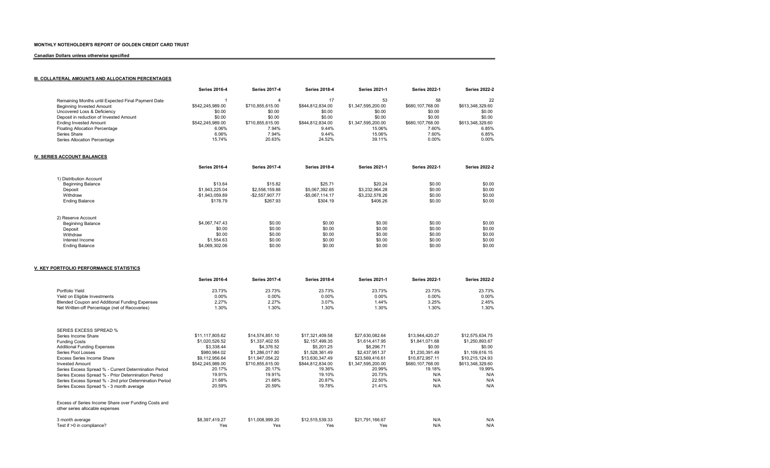**MONTHLY NOTEHOLDER'S REPORT OF GOLDEN CREDIT CARD TRUST**

**Canadian Dollars unless otherwise specified**

## III. COLLATERAL AMOUNTS AND ALLOCATION PERCENTAGES

| | Series 2016-4 | Series 2017-4 | Series 2018-4 | Series 2021-1 | Series 2022-1 | Series 2022-2 |
|---|---|---|---|---|---|---|
| Remaining Months until Expected Final Payment Date | 1 | 4 | 17 | 53 | 58 | 22 |
| Beginning Invested Amount | $542,245,989.00 | $710,855,615.00 | $844,812,834.00 | $1,347,595,200.00 | $680,107,768.00 | $613,348,329.60 |
| Uncovered Loss & Deficiency | $0.00 | $0.00 | $0.00 | $0.00 | $0.00 | $0.00 |
| Deposit in reduction of Invested Amount | $0.00 | $0.00 | $0.00 | $0.00 | $0.00 | $0.00 |
| Ending Invested Amount | $542,245,989.00 | $710,855,615.00 | $844,812,834.00 | $1,347,595,200.00 | $680,107,768.00 | $613,348,329.60 |
| Floating Allocation Percentage | 6.06% | 7.94% | 9.44% | 15.06% | 7.60% | 6.85% |
| Series Share | 6.06% | 7.94% | 9.44% | 15.06% | 7.60% | 6.85% |
| Series Allocation Percentage | 15.74% | 20.63% | 24.52% | 39.11% | 0.00% | 0.00% |

## IV. SERIES ACCOUNT BALANCES

| | Series 2016-4 | Series 2017-4 | Series 2018-4 | Series 2021-1 | Series 2022-1 | Series 2022-2 |
|---|---|---|---|---|---|---|
| 1) Distribution Account | | | | | | |
| Beginning Balance | $13.64 | $15.82 | $25.71 | $20.24 | $0.00 | $0.00 |
| Deposit | $1,943,225.04 | $2,558,159.88 | $5,067,392.65 | $3,232,964.28 | $0.00 | $0.00 |
| Withdraw | -$1,943,059.89 | -$2,557,907.77 | -$5,067,114.17 | -$3,232,578.26 | $0.00 | $0.00 |
| Ending Balance | $178.79 | $267.93 | $304.19 | $406.26 | $0.00 | $0.00 |
| 2) Reserve Account | | | | | | |
| Beginning Balance | $4,067,747.43 | $0.00 | $0.00 | $0.00 | $0.00 | $0.00 |
| Deposit | $0.00 | $0.00 | $0.00 | $0.00 | $0.00 | $0.00 |
| Withdraw | $0.00 | $0.00 | $0.00 | $0.00 | $0.00 | $0.00 |
| Interest Income | $1,554.63 | $0.00 | $0.00 | $0.00 | $0.00 | $0.00 |
| Ending Balance | $4,069,302.06 | $0.00 | $0.00 | $0.00 | $0.00 | $0.00 |

## V. KEY PORTFOLIO PERFORMANCE STATISTICS

| | Series 2016-4 | Series 2017-4 | Series 2018-4 | Series 2021-1 | Series 2022-1 | Series 2022-2 |
|---|---|---|---|---|---|---|
| Portfolio Yield | 23.73% | 23.73% | 23.73% | 23.73% | 23.73% | 23.73% |
| Yield on Eligible Investments | 0.00% | 0.00% | 0.00% | 0.00% | 0.00% | 0.00% |
| Blended Coupon and Additional Funding Expenses | 2.27% | 2.27% | 3.07% | 1.44% | 3.25% | 2.45% |
| Net Written-off Percentage (net of Recoveries) | 1.30% | 1.30% | 1.30% | 1.30% | 1.30% | 1.30% |
| SERIES EXCESS SPREAD % | | | | | | |
| Series Income Share | $11,117,805.62 | $14,574,851.10 | $17,321,409.58 | $27,630,082.64 | $13,944,420.27 | $12,575,634.75 |
| Funding Costs | $1,020,526.52 | $1,337,402.55 | $2,157,499.35 | $1,614,417.95 | $1,841,071.68 | $1,250,893.67 |
| Additional Funding Expenses | $3,338.44 | $4,376.52 | $5,201.25 | $8,296.71 | $0.00 | $0.00 |
| Series Pool Losses | $980,984.02 | $1,286,017.80 | $1,528,361.49 | $2,437,951.37 | $1,230,391.49 | $1,109,616.15 |
| Excess Series Income Share | $9,112,956.64 | $11,947,054.22 | $13,630,347.49 | $23,569,416.61 | $10,872,957.11 | $10,215,124.93 |
| Invested Amount | $542,245,989.00 | $710,855,615.00 | $844,812,834.00 | $1,347,595,200.00 | $680,107,768.00 | $613,348,329.60 |
| Series Excess Spread % - Current Determination Period | 20.17% | 20.17% | 19.36% | 20.99% | 19.18% | 19.99% |
| Series Excess Spread % - Prior Determination Period | 19.91% | 19.91% | 19.10% | 20.73% | N/A | N/A |
| Series Excess Spread % - 2nd prior Determination Period | 21.68% | 21.68% | 20.87% | 22.50% | N/A | N/A |
| Series Excess Spread % - 3 month average | 20.59% | 20.59% | 19.78% | 21.41% | N/A | N/A |
| Excess of Series Income Share over Funding Costs and other series allocable expenses | | | | | | |
| 3 month average | $8,397,419.27 | $11,008,999.20 | $12,515,539.33 | $21,791,166.67 | N/A | N/A |
| Test if >0 in compliance? | Yes | Yes | Yes | Yes | N/A | N/A |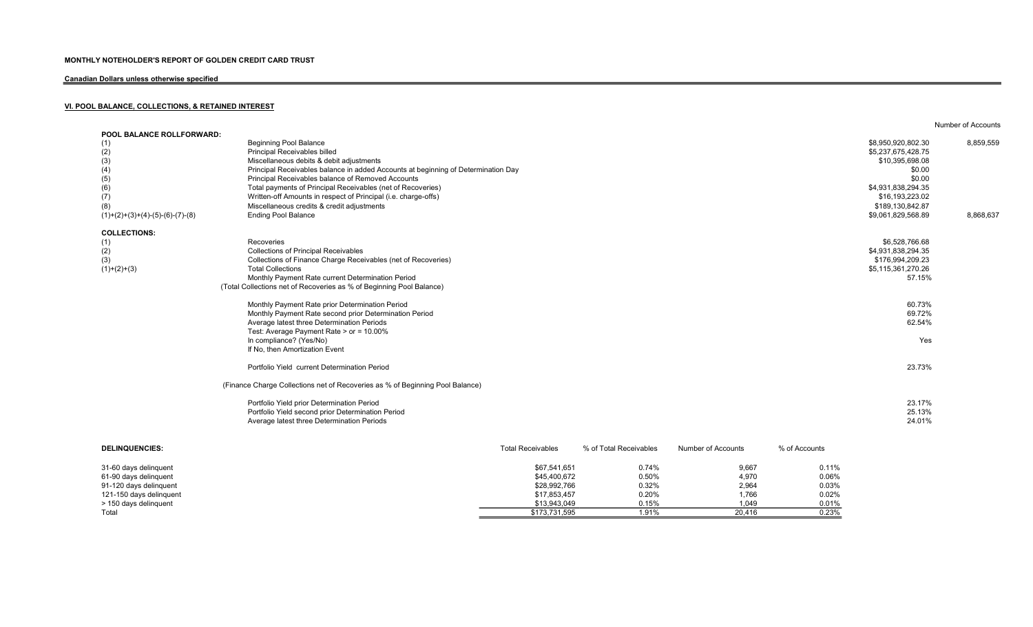**MONTHLY NOTEHOLDER'S REPORT OF GOLDEN CREDIT CARD TRUST**

**Canadian Dollars unless otherwise specified**

## VI. POOL BALANCE, COLLECTIONS, & RETAINED INTEREST

| | | | Number of Accounts |
|---|---|---|---|
| **POOL BALANCE ROLLFORWARD:** | | | |
| (1) | Beginning Pool Balance | $8,950,920,802.30 | 8,859,559 |
| (2) | Principal Receivables billed | $5,237,675,428.75 | |
| (3) | Miscellaneous debits & debit adjustments | $10,395,698.08 | |
| (4) | Principal Receivables balance in added Accounts at beginning of Determination Day | $0.00 | |
| (5) | Principal Receivables balance of Removed Accounts | $0.00 | |
| (6) | Total payments of Principal Receivables (net of Recoveries) | $4,931,838,294.35 | |
| (7) | Written-off Amounts in respect of Principal (i.e. charge-offs) | $16,193,223.02 | |
| (8) | Miscellaneous credits & credit adjustments | $189,130,842.87 | |
| (1)+(2)+(3)+(4)-(5)-(6)-(7)-(8) | Ending Pool Balance | $9,061,829,568.89 | 8,868,637 |

| | | |
|---|---|---|
| **COLLECTIONS:** | | |
| (1) | Recoveries | $6,528,766.68 |
| (2) | Collections of Principal Receivables | $4,931,838,294.35 |
| (3) | Collections of Finance Charge Receivables (net of Recoveries) | $176,994,209.23 |
| (1)+(2)+(3) | Total Collections | $5,115,361,270.26 |
| | Monthly Payment Rate current Determination Period | 57.15% |
| | (Total Collections net of Recoveries as % of Beginning Pool Balance) | |
| | Monthly Payment Rate prior Determination Period | 60.73% |
| | Monthly Payment Rate second prior Determination Period | 69.72% |
| | Average latest three Determination Periods | 62.54% |
| | Test: Average Payment Rate > or = 10.00% | |
| | In compliance? (Yes/No) | Yes |
| | If No, then Amortization Event | |
| | Portfolio Yield current Determination Period | 23.73% |
| | (Finance Charge Collections net of Recoveries as % of Beginning Pool Balance) | |
| | Portfolio Yield prior Determination Period | 23.17% |
| | Portfolio Yield second prior Determination Period | 25.13% |
| | Average latest three Determination Periods | 24.01% |

| **DELINQUENCIES:** | Total Receivables | % of Total Receivables | Number of Accounts | % of Accounts |
|---|---|---|---|---|
| 31-60 days delinquent | $67,541,651 | 0.74% | 9,667 | 0.11% |
| 61-90 days delinquent | $45,400,672 | 0.50% | 4,970 | 0.06% |
| 91-120 days delinquent | $28,992,766 | 0.32% | 2,964 | 0.03% |
| 121-150 days delinquent | $17,853,457 | 0.20% | 1,766 | 0.02% |
| > 150 days delinquent | $13,943,049 | 0.15% | 1,049 | 0.01% |
| Total | $173,731,595 | 1.91% | 20,416 | 0.23% |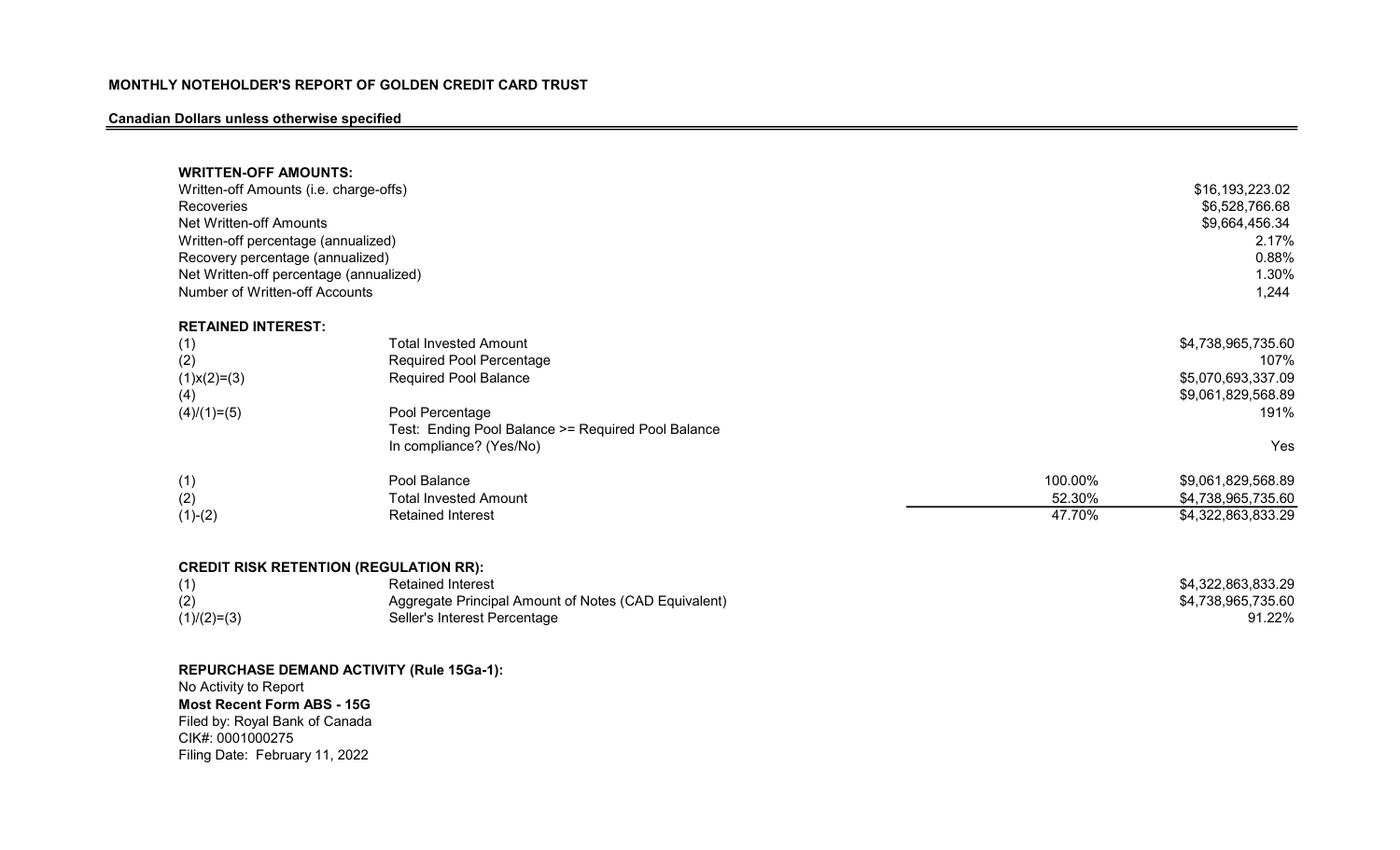**MONTHLY NOTEHOLDER'S REPORT OF GOLDEN CREDIT CARD TRUST**

**Canadian Dollars unless otherwise specified**

**WRITTEN-OFF AMOUNTS:**

| | |
|---|---|
| Written-off Amounts (i.e. charge-offs) | $16,193,223.02 |
| Recoveries | $6,528,766.68 |
| Net Written-off Amounts | $9,664,456.34 |
| Written-off percentage (annualized) | 2.17% |
| Recovery percentage (annualized) | 0.88% |
| Net Written-off percentage (annualized) | 1.30% |
| Number of Written-off Accounts | 1,244 |

**RETAINED INTEREST:**

| | | | |
|---|---|---|---|
| (1) | Total Invested Amount | | $4,738,965,735.60 |
| (2) | Required Pool Percentage | | 107% |
| (1)x(2)=(3) | Required Pool Balance | | $5,070,693,337.09 |
| (4) | | | $9,061,829,568.89 |
| (4)/(1)=(5) | Pool Percentage | | 191% |
| | Test: Ending Pool Balance >= Required Pool Balance | | |
| | In compliance? (Yes/No) | | Yes |
| (1) | Pool Balance | 100.00% | $9,061,829,568.89 |
| (2) | Total Invested Amount | 52.30% | $4,738,965,735.60 |
| (1)-(2) | Retained Interest | 47.70% | $4,322,863,833.29 |

**CREDIT RISK RETENTION (REGULATION RR):**

| | | |
|---|---|---|
| (1) | Retained Interest | $4,322,863,833.29 |
| (2) | Aggregate Principal Amount of Notes (CAD Equivalent) | $4,738,965,735.60 |
| (1)/(2)=(3) | Seller's Interest Percentage | 91.22% |

**REPURCHASE DEMAND ACTIVITY (Rule 15Ga-1):**

No Activity to Report

**Most Recent Form ABS - 15G**

Filed by: Royal Bank of Canada

CIK#: 0001000275

Filing Date: February 11, 2022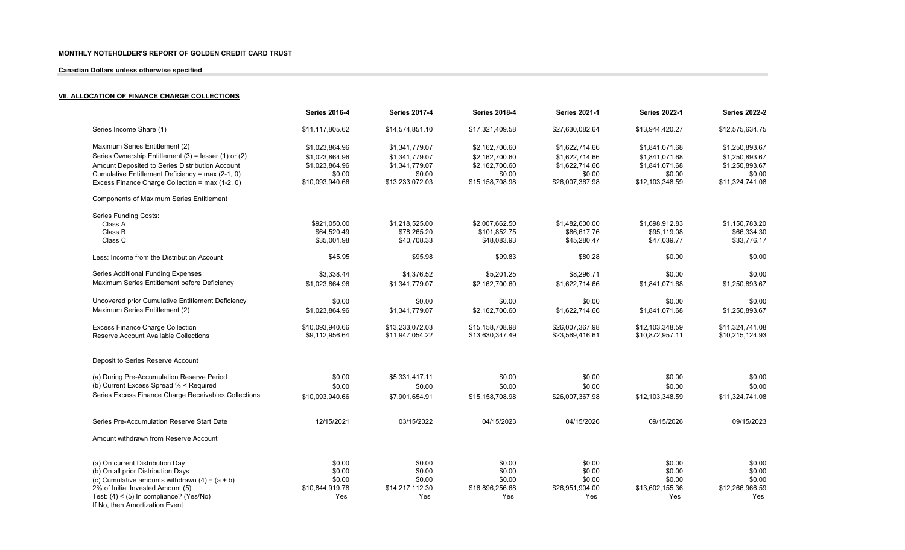**MONTHLY NOTEHOLDER'S REPORT OF GOLDEN CREDIT CARD TRUST**

**Canadian Dollars unless otherwise specified**

**VII. ALLOCATION OF FINANCE CHARGE COLLECTIONS**

| | Series 2016-4 | Series 2017-4 | Series 2018-4 | Series 2021-1 | Series 2022-1 | Series 2022-2 |
|---|---|---|---|---|---|---|
| Series Income Share (1) | $11,117,805.62 | $14,574,851.10 | $17,321,409.58 | $27,630,082.64 | $13,944,420.27 | $12,575,634.75 |
| Maximum Series Entitlement (2) | $1,023,864.96 | $1,341,779.07 | $2,162,700.60 | $1,622,714.66 | $1,841,071.68 | $1,250,893.67 |
| Series Ownership Entitlement (3) = lesser (1) or (2) | $1,023,864.96 | $1,341,779.07 | $2,162,700.60 | $1,622,714.66 | $1,841,071.68 | $1,250,893.67 |
| Amount Deposited to Series Distribution Account | $1,023,864.96 | $1,341,779.07 | $2,162,700.60 | $1,622,714.66 | $1,841,071.68 | $1,250,893.67 |
| Cumulative Entitlement Deficiency = max (2-1, 0) | $0.00 | $0.00 | $0.00 | $0.00 | $0.00 | $0.00 |
| Excess Finance Charge Collection = max (1-2, 0) | $10,093,940.66 | $13,233,072.03 | $15,158,708.98 | $26,007,367.98 | $12,103,348.59 | $11,324,741.08 |
| Components of Maximum Series Entitlement | | | | | | |
| Series Funding Costs: | | | | | | |
| Class A | $921,050.00 | $1,218,525.00 | $2,007,662.50 | $1,482,600.00 | $1,698,912.83 | $1,150,783.20 |
| Class B | $64,520.49 | $78,265.20 | $101,852.75 | $86,617.76 | $95,119.08 | $66,334.30 |
| Class C | $35,001.98 | $40,708.33 | $48,083.93 | $45,280.47 | $47,039.77 | $33,776.17 |
| Less: Income from the Distribution Account | $45.95 | $95.98 | $99.83 | $80.28 | $0.00 | $0.00 |
| Series Additional Funding Expenses | $3,338.44 | $4,376.52 | $5,201.25 | $8,296.71 | $0.00 | $0.00 |
| Maximum Series Entitlement before Deficiency | $1,023,864.96 | $1,341,779.07 | $2,162,700.60 | $1,622,714.66 | $1,841,071.68 | $1,250,893.67 |
| Uncovered prior Cumulative Entitlement Deficiency | $0.00 | $0.00 | $0.00 | $0.00 | $0.00 | $0.00 |
| Maximum Series Entitlement (2) | $1,023,864.96 | $1,341,779.07 | $2,162,700.60 | $1,622,714.66 | $1,841,071.68 | $1,250,893.67 |
| Excess Finance Charge Collection | $10,093,940.66 | $13,233,072.03 | $15,158,708.98 | $26,007,367.98 | $12,103,348.59 | $11,324,741.08 |
| Reserve Account Available Collections | $9,112,956.64 | $11,947,054.22 | $13,630,347.49 | $23,569,416.61 | $10,872,957.11 | $10,215,124.93 |
| Deposit to Series Reserve Account | | | | | | |
| (a) During Pre-Accumulation Reserve Period | $0.00 | $5,331,417.11 | $0.00 | $0.00 | $0.00 | $0.00 |
| (b) Current Excess Spread % < Required | $0.00 | $0.00 | $0.00 | $0.00 | $0.00 | $0.00 |
| Series Excess Finance Charge Receivables Collections | $10,093,940.66 | $7,901,654.91 | $15,158,708.98 | $26,007,367.98 | $12,103,348.59 | $11,324,741.08 |
| Series Pre-Accumulation Reserve Start Date | 12/15/2021 | 03/15/2022 | 04/15/2023 | 04/15/2026 | 09/15/2026 | 09/15/2023 |
| Amount withdrawn from Reserve Account | | | | | | |
| (a) On current Distribution Day | $0.00 | $0.00 | $0.00 | $0.00 | $0.00 | $0.00 |
| (b) On all prior Distribution Days | $0.00 | $0.00 | $0.00 | $0.00 | $0.00 | $0.00 |
| (c) Cumulative amounts withdrawn (4) = (a + b) | $0.00 | $0.00 | $0.00 | $0.00 | $0.00 | $0.00 |
| 2% of Initial Invested Amount (5) | $10,844,919.78 | $14,217,112.30 | $16,896,256.68 | $26,951,904.00 | $13,602,155.36 | $12,266,966.59 |
| Test: (4) < (5) In compliance? (Yes/No) If No, then Amortization Event | Yes | Yes | Yes | Yes | Yes | Yes |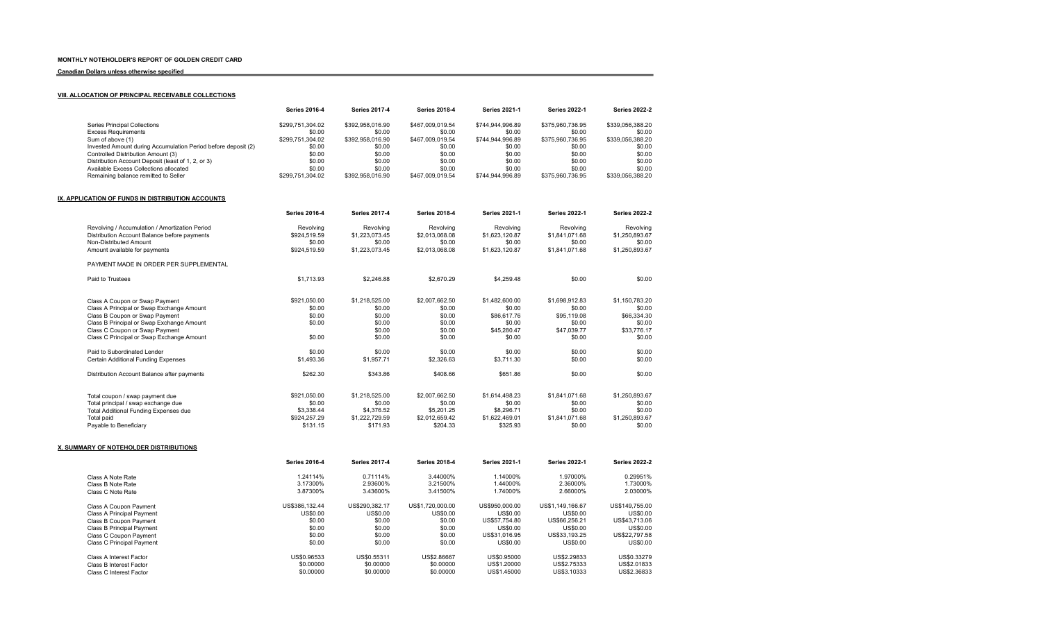**MONTHLY NOTEHOLDER'S REPORT OF GOLDEN CREDIT CARD**

**Canadian Dollars unless otherwise specified**

## VIII. ALLOCATION OF PRINCIPAL RECEIVABLE COLLECTIONS

| | Series 2016-4 | Series 2017-4 | Series 2018-4 | Series 2021-1 | Series 2022-1 | Series 2022-2 |
|---|---|---|---|---|---|---|
| Series Principal Collections | $299,751,304.02 | $392,958,016.90 | $467,009,019.54 | $744,944,996.89 | $375,960,736.95 | $339,056,388.20 |
| Excess Requirements | $0.00 | $0.00 | $0.00 | $0.00 | $0.00 | $0.00 |
| Sum of above (1) | $299,751,304.02 | $392,958,016.90 | $467,009,019.54 | $744,944,996.89 | $375,960,736.95 | $339,056,388.20 |
| Invested Amount during Accumulation Period before deposit (2) | $0.00 | $0.00 | $0.00 | $0.00 | $0.00 | $0.00 |
| Controlled Distribution Amount (3) | $0.00 | $0.00 | $0.00 | $0.00 | $0.00 | $0.00 |
| Distribution Account Deposit (least of 1, 2, or 3) | $0.00 | $0.00 | $0.00 | $0.00 | $0.00 | $0.00 |
| Available Excess Collections allocated | $0.00 | $0.00 | $0.00 | $0.00 | $0.00 | $0.00 |
| Remaining balance remitted to Seller | $299,751,304.02 | $392,958,016.90 | $467,009,019.54 | $744,944,996.89 | $375,960,736.95 | $339,056,388.20 |

## IX. APPLICATION OF FUNDS IN DISTRIBUTION ACCOUNTS

| | Series 2016-4 | Series 2017-4 | Series 2018-4 | Series 2021-1 | Series 2022-1 | Series 2022-2 |
|---|---|---|---|---|---|---|
| Revolving / Accumulation / Amortization Period | Revolving | Revolving | Revolving | Revolving | Revolving | Revolving |
| Distribution Account Balance before payments | $924,519.59 | $1,223,073.45 | $2,013,068.08 | $1,623,120.87 | $1,841,071.68 | $1,250,893.67 |
| Non-Distributed Amount | $0.00 | $0.00 | $0.00 | $0.00 | $0.00 | $0.00 |
| Amount available for payments | $924,519.59 | $1,223,073.45 | $2,013,068.08 | $1,623,120.87 | $1,841,071.68 | $1,250,893.67 |
| PAYMENT MADE IN ORDER PER SUPPLEMENTAL | | | | | | |
| Paid to Trustees | $1,713.93 | $2,246.88 | $2,670.29 | $4,259.48 | $0.00 | $0.00 |
| Class A Coupon or Swap Payment | $921,050.00 | $1,218,525.00 | $2,007,662.50 | $1,482,600.00 | $1,698,912.83 | $1,150,783.20 |
| Class A Principal or Swap Exchange Amount | $0.00 | $0.00 | $0.00 | $0.00 | $0.00 | $0.00 |
| Class B Coupon or Swap Payment | $0.00 | $0.00 | $0.00 | $86,617.76 | $95,119.08 | $66,334.30 |
| Class B Principal or Swap Exchange Amount | $0.00 | $0.00 | $0.00 | $0.00 | $0.00 | $0.00 |
| Class C Coupon or Swap Payment | | $0.00 | $0.00 | $45,280.47 | $47,039.77 | $33,776.17 |
| Class C Principal or Swap Exchange Amount | $0.00 | $0.00 | $0.00 | $0.00 | $0.00 | $0.00 |
| Paid to Subordinated Lender | $0.00 | $0.00 | $0.00 | $0.00 | $0.00 | $0.00 |
| Certain Additional Funding Expenses | $1,493.36 | $1,957.71 | $2,326.63 | $3,711.30 | $0.00 | $0.00 |
| Distribution Account Balance after payments | $262.30 | $343.86 | $408.66 | $651.86 | $0.00 | $0.00 |
| Total coupon / swap payment due | $921,050.00 | $1,218,525.00 | $2,007,662.50 | $1,614,498.23 | $1,841,071.68 | $1,250,893.67 |
| Total principal / swap exchange due | $0.00 | $0.00 | $0.00 | $0.00 | $0.00 | $0.00 |
| Total Additional Funding Expenses due | $3,338.44 | $4,376.52 | $5,201.25 | $8,296.71 | $0.00 | $0.00 |
| Total paid | $924,257.29 | $1,222,729.59 | $2,012,659.42 | $1,622,469.01 | $1,841,071.68 | $1,250,893.67 |
| Payable to Beneficiary | $131.15 | $171.93 | $204.33 | $325.93 | $0.00 | $0.00 |

## X. SUMMARY OF NOTEHOLDER DISTRIBUTIONS

| | Series 2016-4 | Series 2017-4 | Series 2018-4 | Series 2021-1 | Series 2022-1 | Series 2022-2 |
|---|---|---|---|---|---|---|
| Class A Note Rate | 1.24114% | 0.71114% | 3.44000% | 1.14000% | 1.97000% | 0.29951% |
| Class B Note Rate | 3.17300% | 2.93600% | 3.21500% | 1.44000% | 2.36000% | 1.73000% |
| Class C Note Rate | 3.87300% | 3.43600% | 3.41500% | 1.74000% | 2.66000% | 2.03000% |
| Class A Coupon Payment | US$386,132.44 | US$290,382.17 | US$1,720,000.00 | US$950,000.00 | US$1,149,166.67 | US$149,755.00 |
| Class A Principal Payment | US$0.00 | US$0.00 | US$0.00 | US$0.00 | US$0.00 | US$0.00 |
| Class B Coupon Payment | $0.00 | $0.00 | $0.00 | US$57,754.80 | US$66,256.21 | US$43,713.06 |
| Class B Principal Payment | $0.00 | $0.00 | $0.00 | US$0.00 | US$0.00 | US$0.00 |
| Class C Coupon Payment | $0.00 | $0.00 | $0.00 | US$31,016.95 | US$33,193.25 | US$22,797.58 |
| Class C Principal Payment | $0.00 | $0.00 | $0.00 | US$0.00 | US$0.00 | US$0.00 |
| Class A Interest Factor | US$0.96533 | US$0.55311 | US$2.86667 | US$0.95000 | US$2.29833 | US$0.33279 |
| Class B Interest Factor | $0.00000 | $0.00000 | $0.00000 | US$1.20000 | US$2.75333 | US$2.01833 |
| Class C Interest Factor | $0.00000 | $0.00000 | $0.00000 | US$1.45000 | US$3.10333 | US$2.36833 |